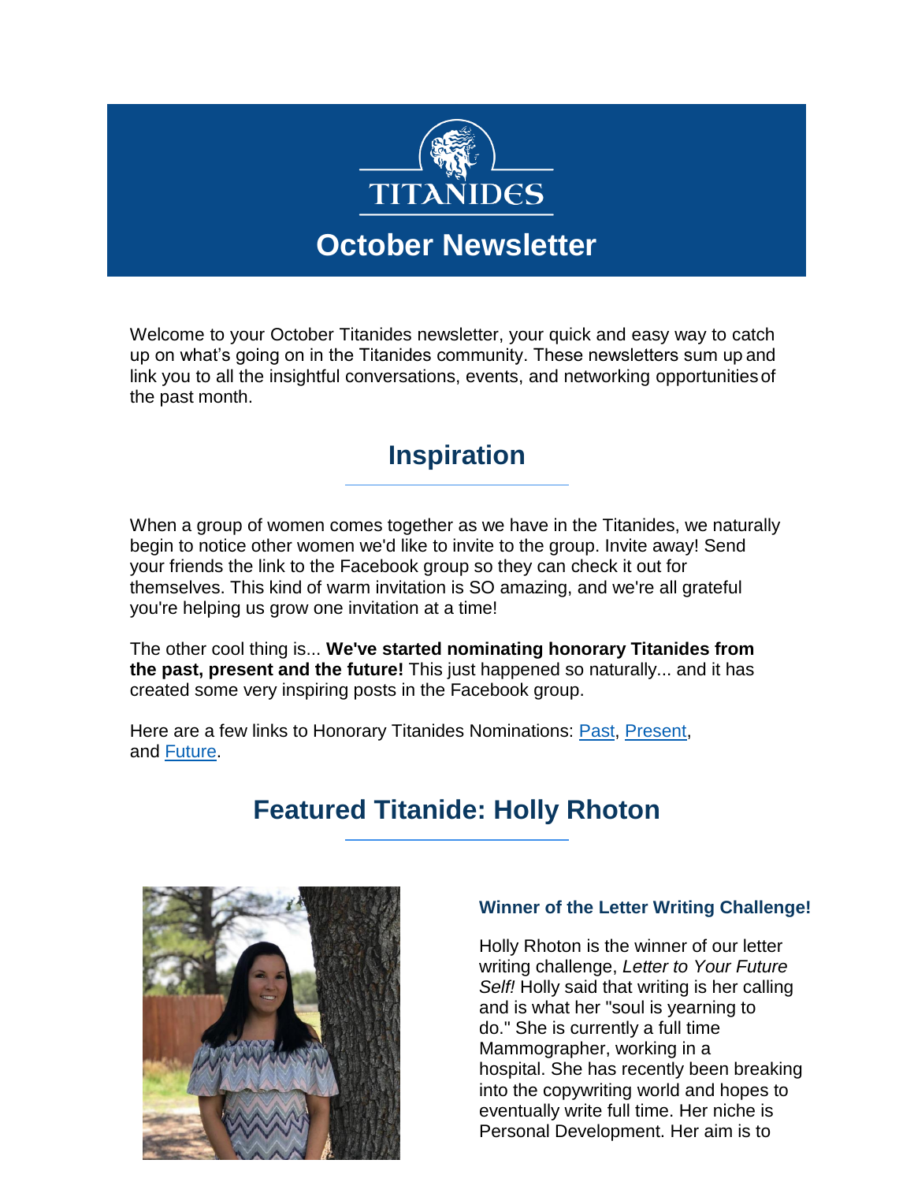# TITANIDES

## October Newsletter

Welcome to your October Titanides newsletter, your quick and easy way to catch up on what's going on in the Titanides community. These newsletters sum up and link you to all the insightful conversations, events, and networking opportunities of the past month.

## Inspiration

When a group of women comes together as we have in the Titanides, we naturally begin to notice other women we'd like to invite to the group. Invite away! Send your friends the link to the Facebook group so they can check it out for themselves. This kind of warm invitation is SO amazing, and we're all grateful you're helping us grow one invitation at a time!

The other cool thing is... **We've started nominating honorary Titanides from the past, present and the future!** This just happened so naturally... and it has created some very inspiring posts in the Facebook group.

Here are a few links to Honorary Titanides Nominations: Past, Present, and Future.

## Featured Titanide: Holly Rhoton

### Winner of the Letter Writing Challenge!

Holly Rhoton is the winner of our letter writing challenge, *Letter to Your Future Self!* Holly said that writing is her calling and is what her "soul is yearning to do." She is currently a full time Mammographer, working in a hospital. She has recently been breaking into the copywriting world and hopes to eventually write full time. Her niche is Personal Development. Her aim is to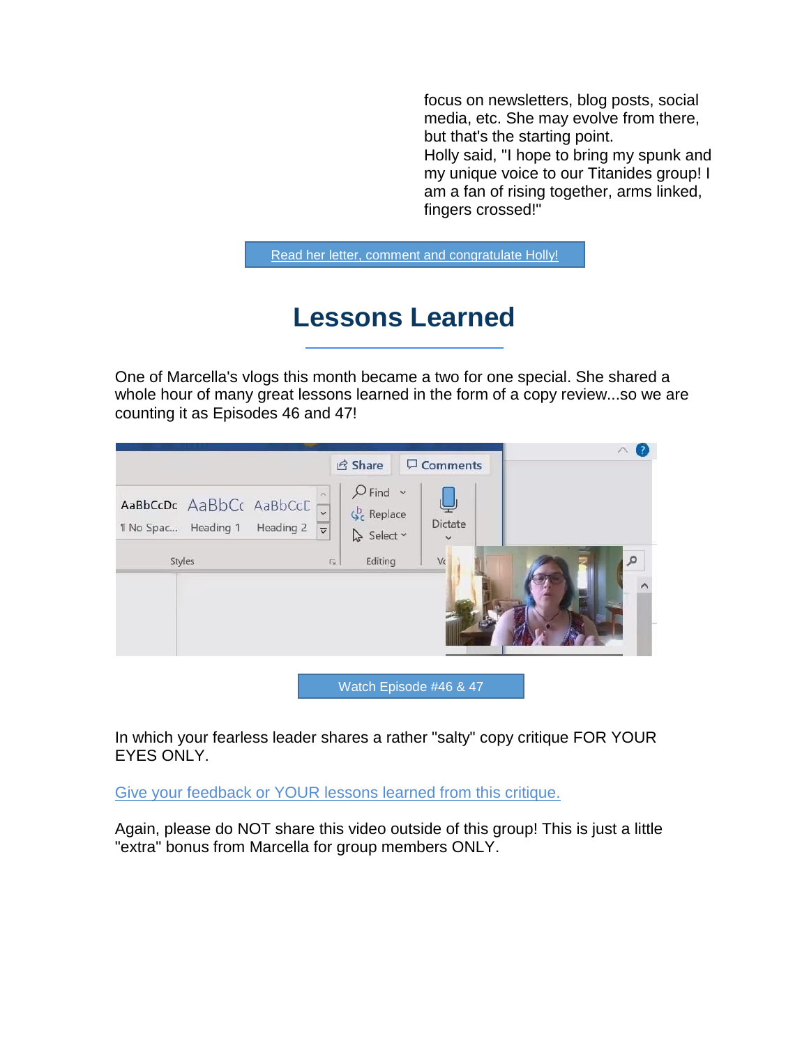focus on newsletters, blog posts, social media, etc. She may evolve from there, but that's the starting point.
Holly said, "I hope to bring my spunk and my unique voice to our Titanides group! I am a fan of rising together, arms linked, fingers crossed!"

[Read her letter, comment and congratulate Holly!]

## Lessons Learned

One of Marcella's vlogs this month became a two for one special. She shared a whole hour of many great lessons learned in the form of a copy review...so we are counting it as Episodes 46 and 47!

[Watch Episode #46 & 47]

In which your fearless leader shares a rather "salty" copy critique FOR YOUR EYES ONLY.

Give your feedback or YOUR lessons learned from this critique.

Again, please do NOT share this video outside of this group! This is just a little "extra" bonus from Marcella for group members ONLY.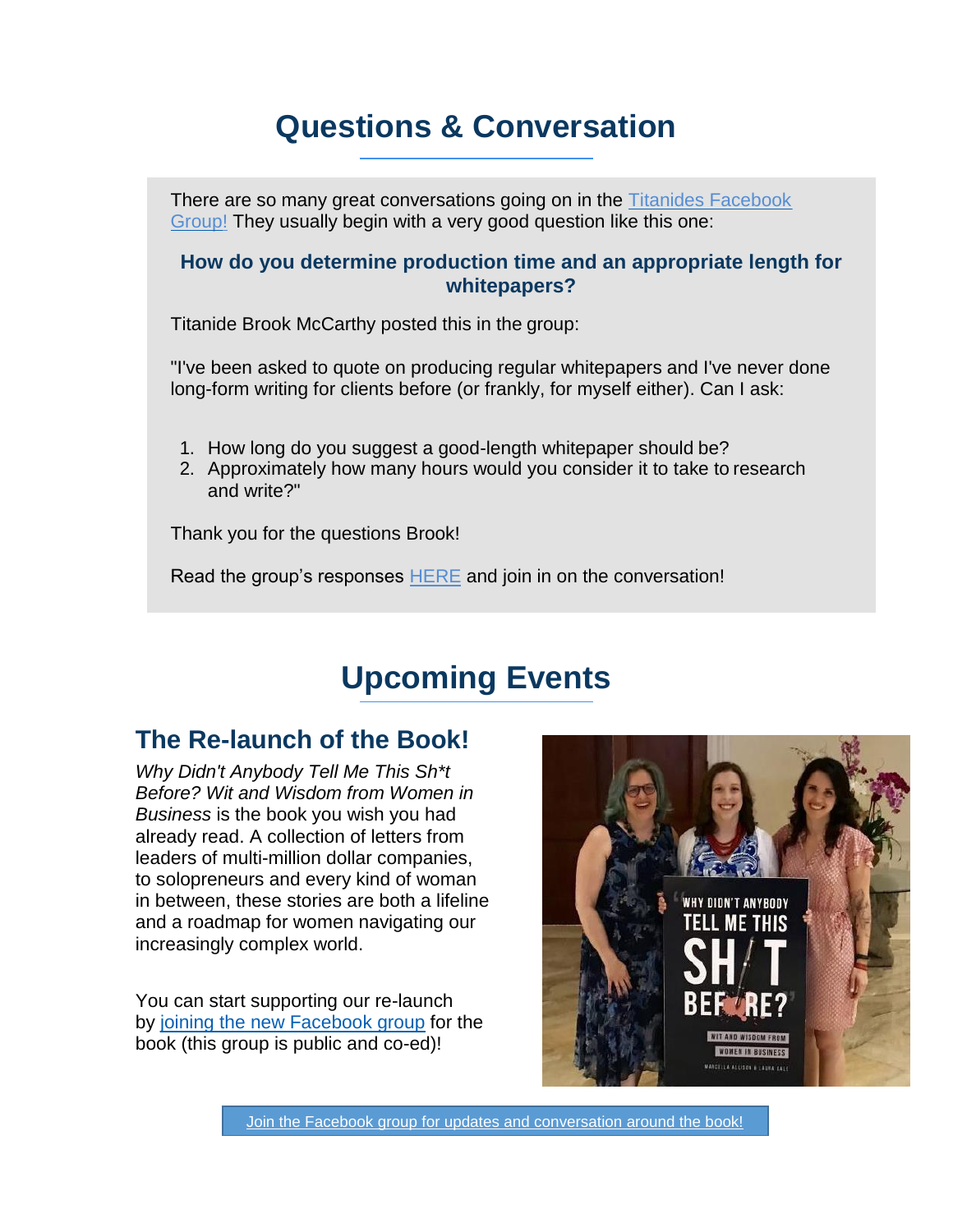# Questions & Conversation

There are so many great conversations going on in the Titanides Facebook Group! They usually begin with a very good question like this one:

**How do you determine production time and an appropriate length for whitepapers?**

Titanide Brook McCarthy posted this in the group:

"I've been asked to quote on producing regular whitepapers and I've never done long-form writing for clients before (or frankly, for myself either). Can I ask:

1. How long do you suggest a good-length whitepaper should be?
2. Approximately how many hours would you consider it to take to research and write?"

Thank you for the questions Brook!

Read the group's responses HERE and join in on the conversation!

# Upcoming Events

## The Re-launch of the Book!

*Why Didn't Anybody Tell Me This Sh*t Before? Wit and Wisdom from Women in Business* is the book you wish you had already read. A collection of letters from leaders of multi-million dollar companies, to solopreneurs and every kind of woman in between, these stories are both a lifeline and a roadmap for women navigating our increasingly complex world.

You can start supporting our re-launch by joining the new Facebook group for the book (this group is public and co-ed)!

Join the Facebook group for updates and conversation around the book!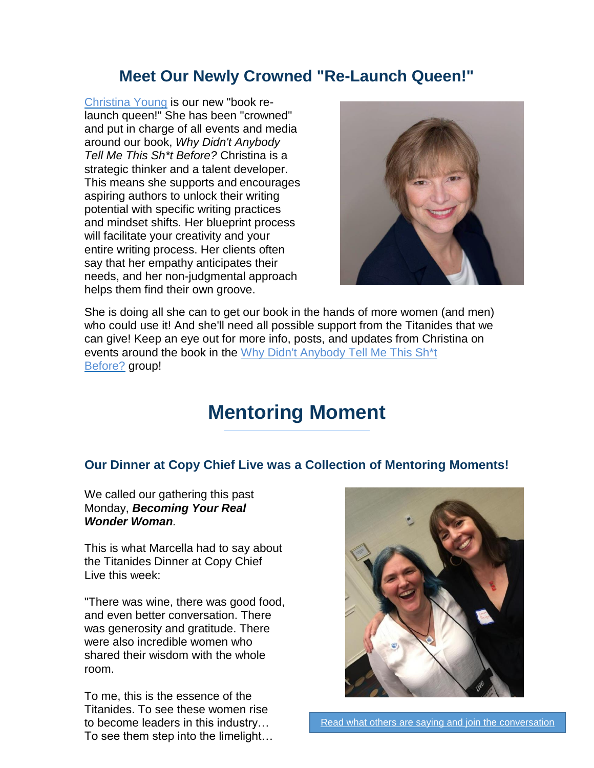## Meet Our Newly Crowned "Re-Launch Queen!"

[Christina Young] is our new "book re-launch queen!" She has been "crowned" and put in charge of all events and media around our book, *Why Didn't Anybody Tell Me This Sh*t Before?* Christina is a strategic thinker and a talent developer. This means she supports and encourages aspiring authors to unlock their writing potential with specific writing practices and mindset shifts. Her blueprint process will facilitate your creativity and your entire writing process. Her clients often say that her empathy anticipates their needs, and her non-judgmental approach helps them find their own groove.

She is doing all she can to get our book in the hands of more women (and men) who could use it! And she'll need all possible support from the Titanides that we can give! Keep an eye out for more info, posts, and updates from Christina on events around the book in the Why Didn't Anybody Tell Me This Sh*t Before? group!

# Mentoring Moment

### Our Dinner at Copy Chief Live was a Collection of Mentoring Moments!

We called our gathering this past Monday, ***Becoming Your Real Wonder Woman***.

This is what Marcella had to say about the Titanides Dinner at Copy Chief Live this week:

"There was wine, there was good food, and even better conversation. There was generosity and gratitude. There were also incredible women who shared their wisdom with the whole room.

To me, this is the essence of the Titanides. To see these women rise to become leaders in this industry… To see them step into the limelight…

Read what others are saying and join the conversation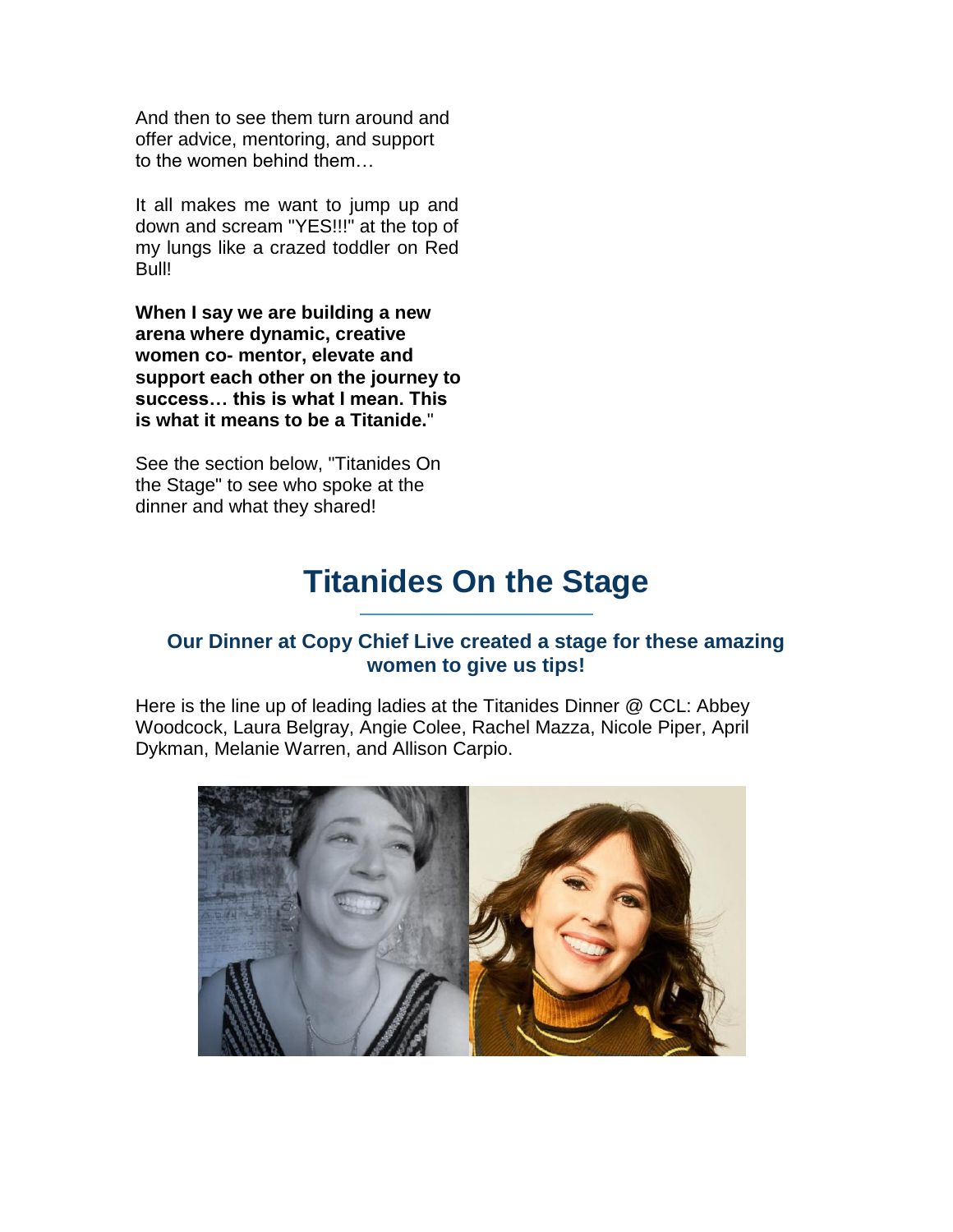And then to see them turn around and offer advice, mentoring, and support to the women behind them…

It all makes me want to jump up and down and scream "YES!!!" at the top of my lungs like a crazed toddler on Red Bull!

**When I say we are building a new arena where dynamic, creative women co- mentor, elevate and support each other on the journey to success… this is what I mean. This is what it means to be a Titanide.**"

See the section below, "Titanides On the Stage" to see who spoke at the dinner and what they shared!

# Titanides On the Stage

### Our Dinner at Copy Chief Live created a stage for these amazing women to give us tips!

Here is the line up of leading ladies at the Titanides Dinner @ CCL: Abbey Woodcock, Laura Belgray, Angie Colee, Rachel Mazza, Nicole Piper, April Dykman, Melanie Warren, and Allison Carpio.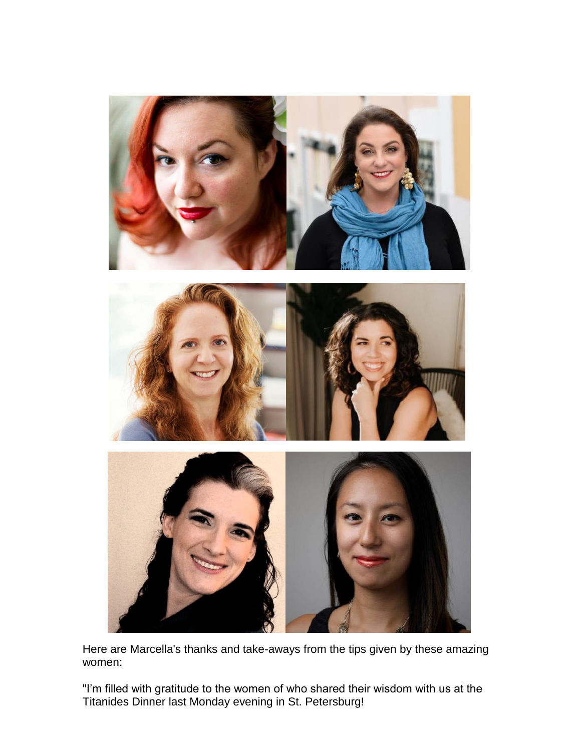Here are Marcella's thanks and take-aways from the tips given by these amazing women:

"I'm filled with gratitude to the women of who shared their wisdom with us at the Titanides Dinner last Monday evening in St. Petersburg!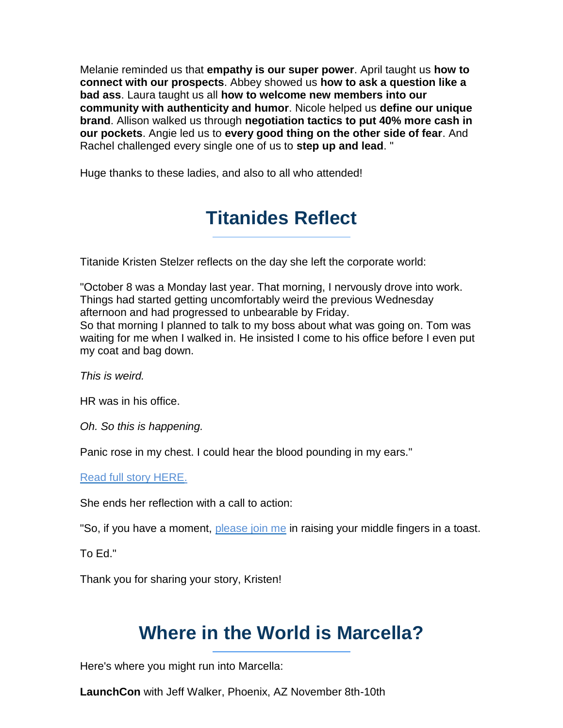Melanie reminded us that **empathy is our super power**. April taught us **how to connect with our prospects**. Abbey showed us **how to ask a question like a bad ass**. Laura taught us all **how to welcome new members into our community with authenticity and humor**. Nicole helped us **define our unique brand**. Allison walked us through **negotiation tactics to put 40% more cash in our pockets**. Angie led us to **every good thing on the other side of fear**. And Rachel challenged every single one of us to **step up and lead**. "

Huge thanks to these ladies, and also to all who attended!

## Titanides Reflect

Titanide Kristen Stelzer reflects on the day she left the corporate world:

"October 8 was a Monday last year. That morning, I nervously drove into work. Things had started getting uncomfortably weird the previous Wednesday afternoon and had progressed to unbearable by Friday.
So that morning I planned to talk to my boss about what was going on. Tom was waiting for me when I walked in. He insisted I come to his office before I even put my coat and bag down.

*This is weird.*

HR was in his office.

*Oh. So this is happening.*

Panic rose in my chest. I could hear the blood pounding in my ears."

[Read full story HERE.]

She ends her reflection with a call to action:

"So, if you have a moment, [please join me] in raising your middle fingers in a toast.

To Ed."

Thank you for sharing your story, Kristen!

## Where in the World is Marcella?

Here's where you might run into Marcella:

**LaunchCon** with Jeff Walker, Phoenix, AZ November 8th-10th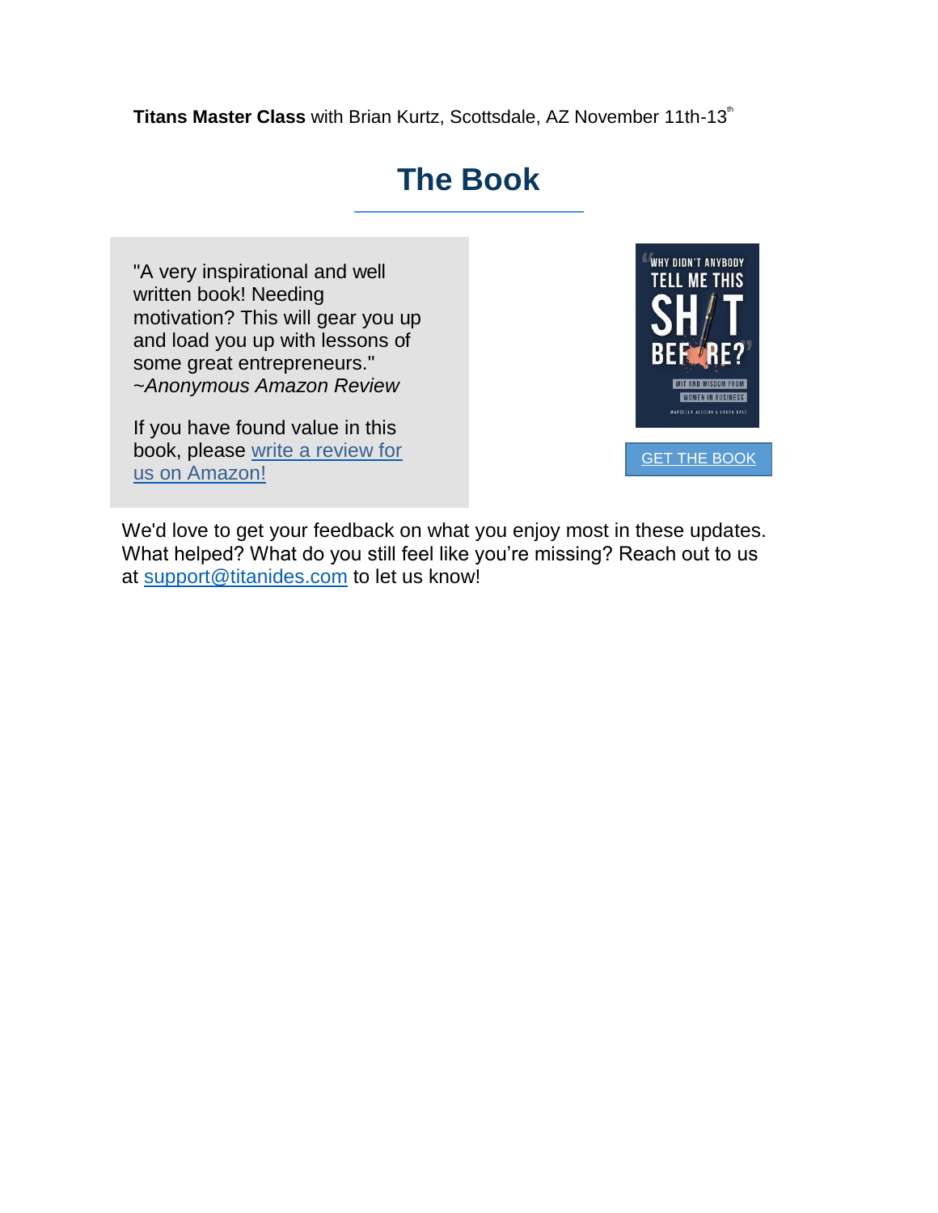**Titans Master Class** with Brian Kurtz, Scottsdale, AZ November 11th-13th

## The Book

"A very inspirational and well written book! Needing motivation? This will gear you up and load you up with lessons of some great entrepreneurs."
~*Anonymous Amazon Review*

If you have found value in this book, please write a review for us on Amazon!

GET THE BOOK

We'd love to get your feedback on what you enjoy most in these updates. What helped? What do you still feel like you're missing? Reach out to us at support@titanides.com to let us know!